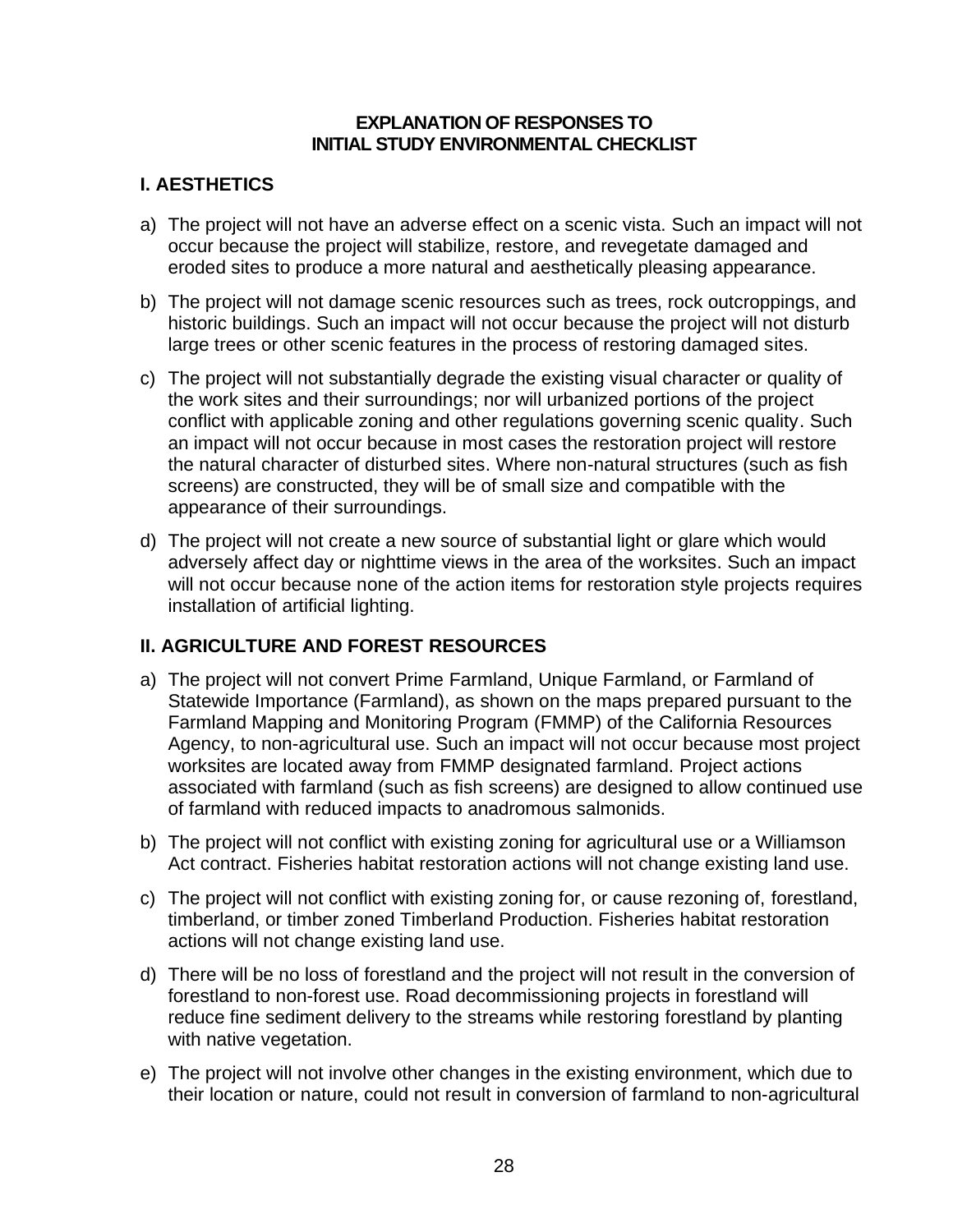**EXPLANATION OF RESPONSES TO INITIAL STUDY ENVIRONMENTAL CHECKLIST**

## I. AESTHETICS

a) The project will not have an adverse effect on a scenic vista. Such an impact will not occur because the project will stabilize, restore, and revegetate damaged and eroded sites to produce a more natural and aesthetically pleasing appearance.

b) The project will not damage scenic resources such as trees, rock outcroppings, and historic buildings. Such an impact will not occur because the project will not disturb large trees or other scenic features in the process of restoring damaged sites.

c) The project will not substantially degrade the existing visual character or quality of the work sites and their surroundings; nor will urbanized portions of the project conflict with applicable zoning and other regulations governing scenic quality. Such an impact will not occur because in most cases the restoration project will restore the natural character of disturbed sites. Where non-natural structures (such as fish screens) are constructed, they will be of small size and compatible with the appearance of their surroundings.

d) The project will not create a new source of substantial light or glare which would adversely affect day or nighttime views in the area of the worksites. Such an impact will not occur because none of the action items for restoration style projects requires installation of artificial lighting.

## II. AGRICULTURE AND FOREST RESOURCES

a) The project will not convert Prime Farmland, Unique Farmland, or Farmland of Statewide Importance (Farmland), as shown on the maps prepared pursuant to the Farmland Mapping and Monitoring Program (FMMP) of the California Resources Agency, to non-agricultural use. Such an impact will not occur because most project worksites are located away from FMMP designated farmland. Project actions associated with farmland (such as fish screens) are designed to allow continued use of farmland with reduced impacts to anadromous salmonids.

b) The project will not conflict with existing zoning for agricultural use or a Williamson Act contract. Fisheries habitat restoration actions will not change existing land use.

c) The project will not conflict with existing zoning for, or cause rezoning of, forestland, timberland, or timber zoned Timberland Production. Fisheries habitat restoration actions will not change existing land use.

d) There will be no loss of forestland and the project will not result in the conversion of forestland to non-forest use. Road decommissioning projects in forestland will reduce fine sediment delivery to the streams while restoring forestland by planting with native vegetation.

e) The project will not involve other changes in the existing environment, which due to their location or nature, could not result in conversion of farmland to non-agricultural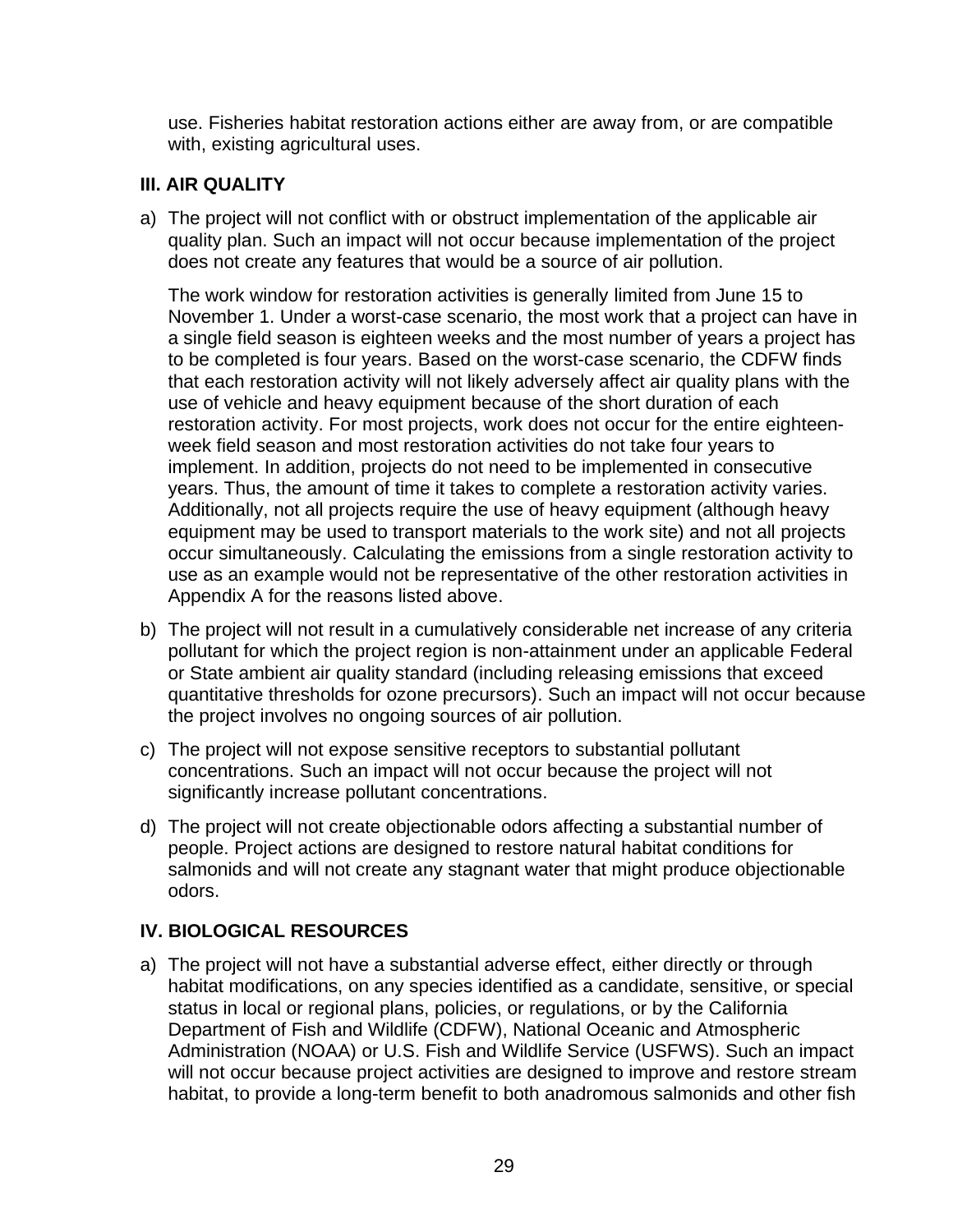use. Fisheries habitat restoration actions either are away from, or are compatible with, existing agricultural uses.

### III. AIR QUALITY

a) The project will not conflict with or obstruct implementation of the applicable air quality plan. Such an impact will not occur because implementation of the project does not create any features that would be a source of air pollution.

   The work window for restoration activities is generally limited from June 15 to November 1. Under a worst-case scenario, the most work that a project can have in a single field season is eighteen weeks and the most number of years a project has to be completed is four years. Based on the worst-case scenario, the CDFW finds that each restoration activity will not likely adversely affect air quality plans with the use of vehicle and heavy equipment because of the short duration of each restoration activity. For most projects, work does not occur for the entire eighteen-week field season and most restoration activities do not take four years to implement. In addition, projects do not need to be implemented in consecutive years. Thus, the amount of time it takes to complete a restoration activity varies. Additionally, not all projects require the use of heavy equipment (although heavy equipment may be used to transport materials to the work site) and not all projects occur simultaneously. Calculating the emissions from a single restoration activity to use as an example would not be representative of the other restoration activities in Appendix A for the reasons listed above.

b) The project will not result in a cumulatively considerable net increase of any criteria pollutant for which the project region is non-attainment under an applicable Federal or State ambient air quality standard (including releasing emissions that exceed quantitative thresholds for ozone precursors). Such an impact will not occur because the project involves no ongoing sources of air pollution.

c) The project will not expose sensitive receptors to substantial pollutant concentrations. Such an impact will not occur because the project will not significantly increase pollutant concentrations.

d) The project will not create objectionable odors affecting a substantial number of people. Project actions are designed to restore natural habitat conditions for salmonids and will not create any stagnant water that might produce objectionable odors.

### IV. BIOLOGICAL RESOURCES

a) The project will not have a substantial adverse effect, either directly or through habitat modifications, on any species identified as a candidate, sensitive, or special status in local or regional plans, policies, or regulations, or by the California Department of Fish and Wildlife (CDFW), National Oceanic and Atmospheric Administration (NOAA) or U.S. Fish and Wildlife Service (USFWS). Such an impact will not occur because project activities are designed to improve and restore stream habitat, to provide a long-term benefit to both anadromous salmonids and other fish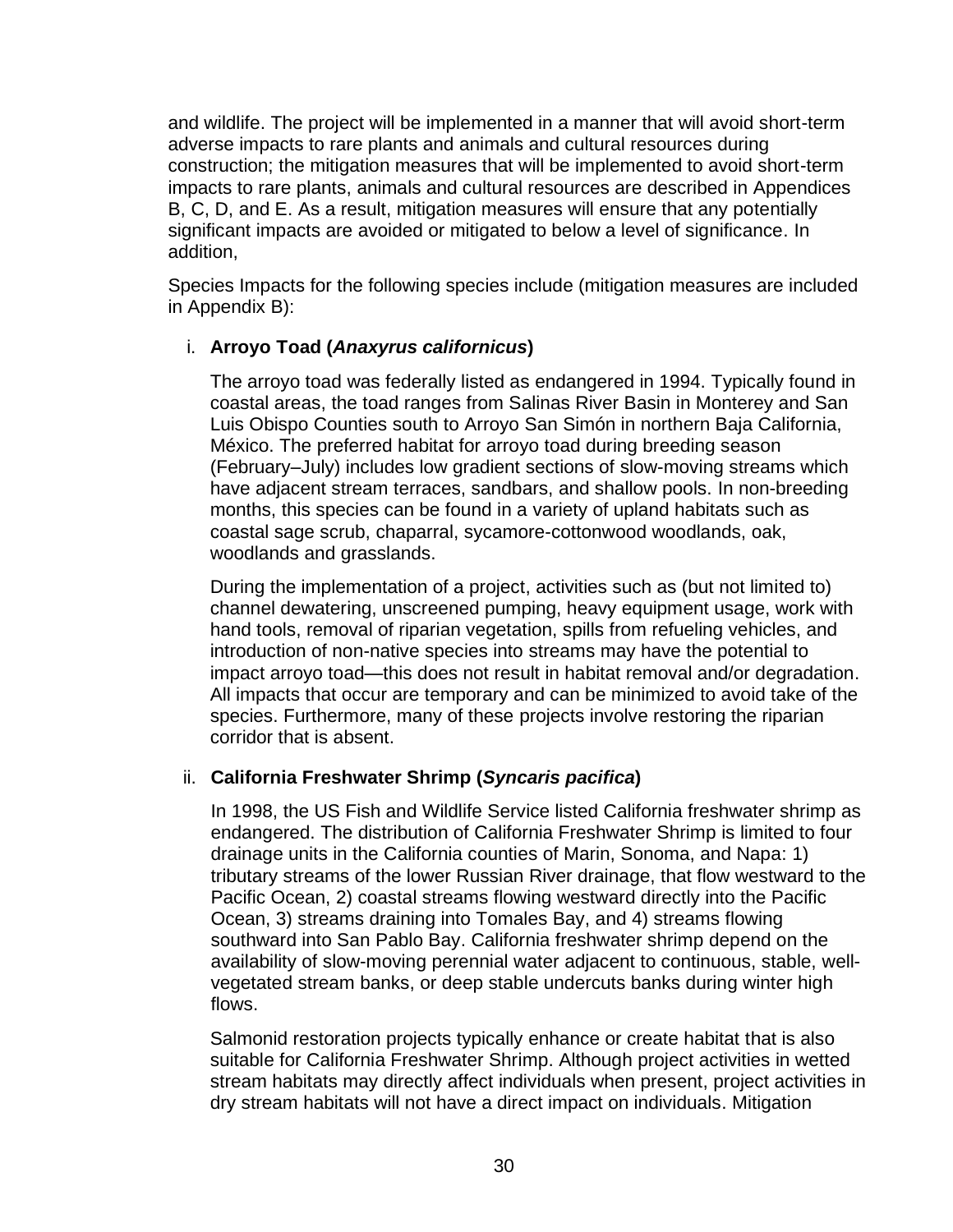and wildlife. The project will be implemented in a manner that will avoid short-term adverse impacts to rare plants and animals and cultural resources during construction; the mitigation measures that will be implemented to avoid short-term impacts to rare plants, animals and cultural resources are described in Appendices B, C, D, and E. As a result, mitigation measures will ensure that any potentially significant impacts are avoided or mitigated to below a level of significance. In addition,

Species Impacts for the following species include (mitigation measures are included in Appendix B):

i. **Arroyo Toad (*Anaxyrus californicus*)**

The arroyo toad was federally listed as endangered in 1994. Typically found in coastal areas, the toad ranges from Salinas River Basin in Monterey and San Luis Obispo Counties south to Arroyo San Simón in northern Baja California, México. The preferred habitat for arroyo toad during breeding season (February–July) includes low gradient sections of slow-moving streams which have adjacent stream terraces, sandbars, and shallow pools. In non-breeding months, this species can be found in a variety of upland habitats such as coastal sage scrub, chaparral, sycamore-cottonwood woodlands, oak, woodlands and grasslands.

During the implementation of a project, activities such as (but not limited to) channel dewatering, unscreened pumping, heavy equipment usage, work with hand tools, removal of riparian vegetation, spills from refueling vehicles, and introduction of non-native species into streams may have the potential to impact arroyo toad—this does not result in habitat removal and/or degradation. All impacts that occur are temporary and can be minimized to avoid take of the species. Furthermore, many of these projects involve restoring the riparian corridor that is absent.

ii. **California Freshwater Shrimp (*Syncaris pacifica*)**

In 1998, the US Fish and Wildlife Service listed California freshwater shrimp as endangered. The distribution of California Freshwater Shrimp is limited to four drainage units in the California counties of Marin, Sonoma, and Napa: 1) tributary streams of the lower Russian River drainage, that flow westward to the Pacific Ocean, 2) coastal streams flowing westward directly into the Pacific Ocean, 3) streams draining into Tomales Bay, and 4) streams flowing southward into San Pablo Bay. California freshwater shrimp depend on the availability of slow-moving perennial water adjacent to continuous, stable, well-vegetated stream banks, or deep stable undercuts banks during winter high flows.

Salmonid restoration projects typically enhance or create habitat that is also suitable for California Freshwater Shrimp. Although project activities in wetted stream habitats may directly affect individuals when present, project activities in dry stream habitats will not have a direct impact on individuals. Mitigation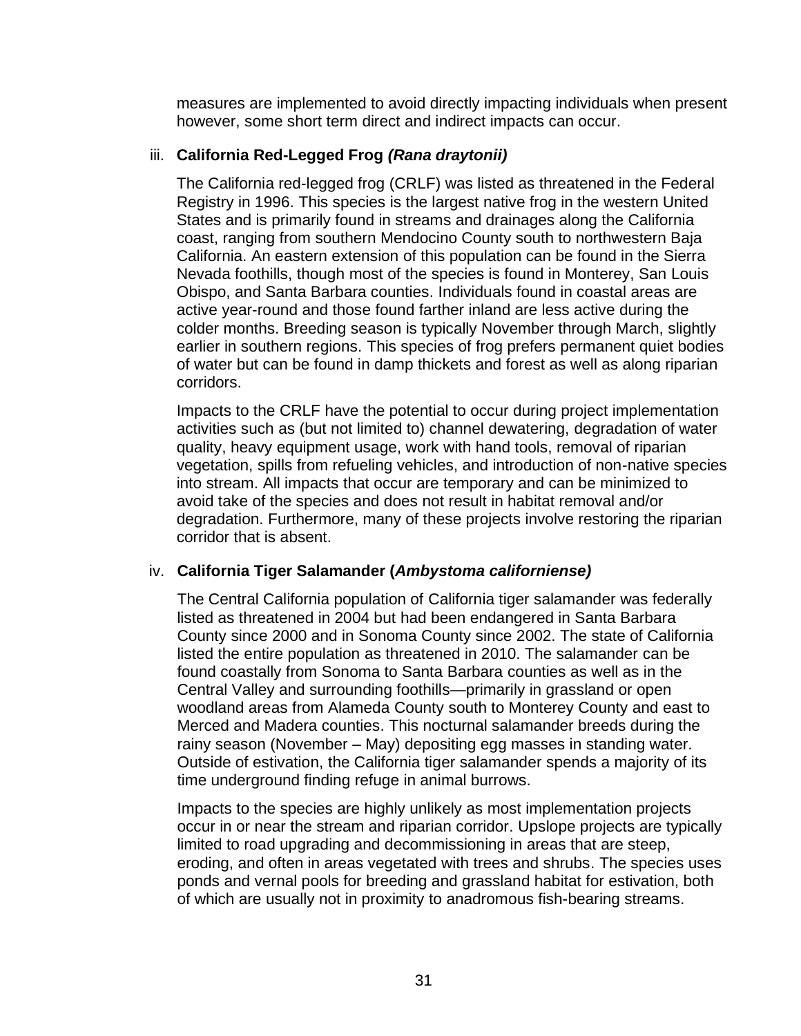measures are implemented to avoid directly impacting individuals when present however, some short term direct and indirect impacts can occur.

iii. **California Red-Legged Frog *(Rana draytonii)***

The California red-legged frog (CRLF) was listed as threatened in the Federal Registry in 1996. This species is the largest native frog in the western United States and is primarily found in streams and drainages along the California coast, ranging from southern Mendocino County south to northwestern Baja California. An eastern extension of this population can be found in the Sierra Nevada foothills, though most of the species is found in Monterey, San Louis Obispo, and Santa Barbara counties. Individuals found in coastal areas are active year-round and those found farther inland are less active during the colder months. Breeding season is typically November through March, slightly earlier in southern regions. This species of frog prefers permanent quiet bodies of water but can be found in damp thickets and forest as well as along riparian corridors.

Impacts to the CRLF have the potential to occur during project implementation activities such as (but not limited to) channel dewatering, degradation of water quality, heavy equipment usage, work with hand tools, removal of riparian vegetation, spills from refueling vehicles, and introduction of non-native species into stream. All impacts that occur are temporary and can be minimized to avoid take of the species and does not result in habitat removal and/or degradation. Furthermore, many of these projects involve restoring the riparian corridor that is absent.

iv. **California Tiger Salamander (*Ambystoma californiense)***

The Central California population of California tiger salamander was federally listed as threatened in 2004 but had been endangered in Santa Barbara County since 2000 and in Sonoma County since 2002. The state of California listed the entire population as threatened in 2010. The salamander can be found coastally from Sonoma to Santa Barbara counties as well as in the Central Valley and surrounding foothills—primarily in grassland or open woodland areas from Alameda County south to Monterey County and east to Merced and Madera counties. This nocturnal salamander breeds during the rainy season (November – May) depositing egg masses in standing water. Outside of estivation, the California tiger salamander spends a majority of its time underground finding refuge in animal burrows.

Impacts to the species are highly unlikely as most implementation projects occur in or near the stream and riparian corridor. Upslope projects are typically limited to road upgrading and decommissioning in areas that are steep, eroding, and often in areas vegetated with trees and shrubs. The species uses ponds and vernal pools for breeding and grassland habitat for estivation, both of which are usually not in proximity to anadromous fish-bearing streams.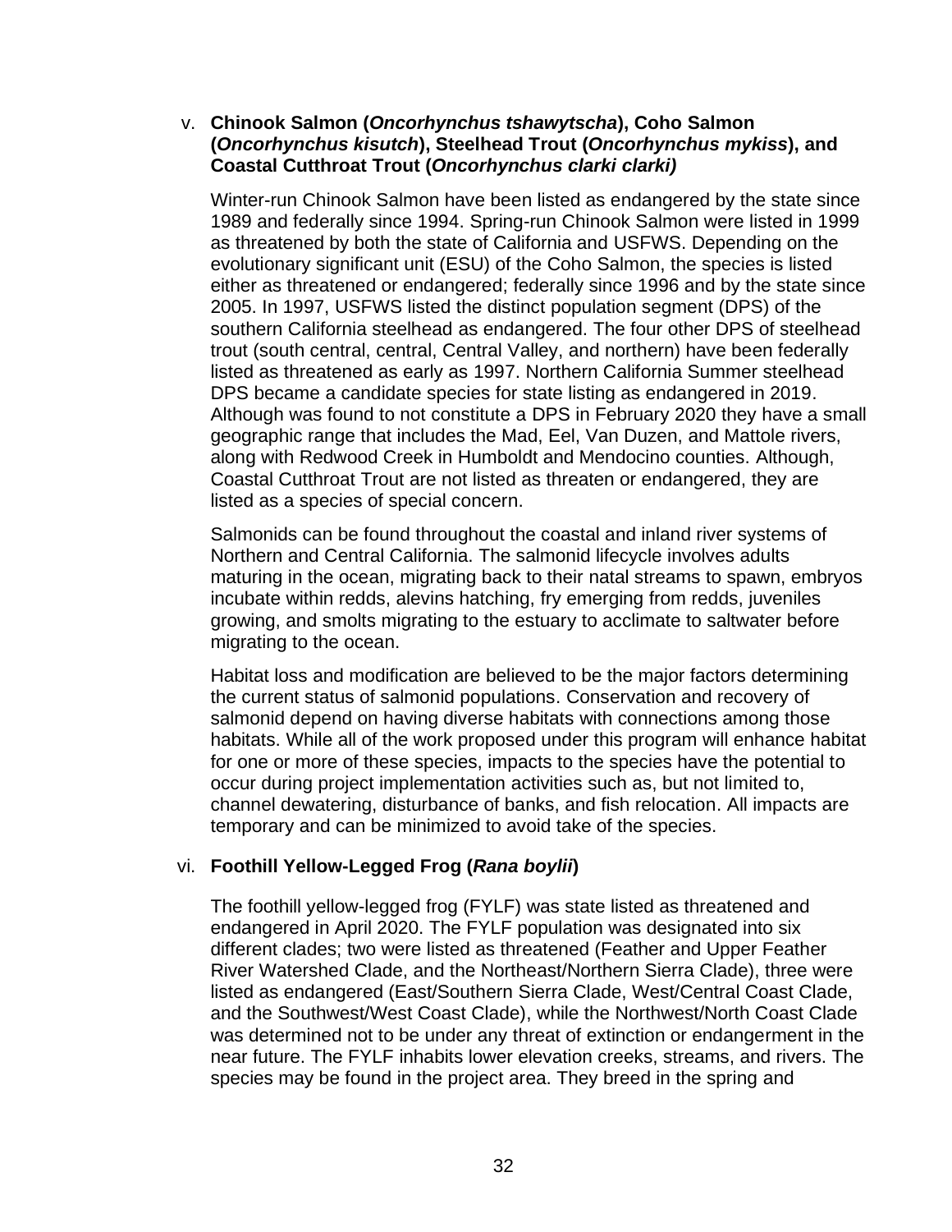v. **Chinook Salmon (*Oncorhynchus tshawytscha*), Coho Salmon (*Oncorhynchus kisutch*), Steelhead Trout (*Oncorhynchus mykiss*), and Coastal Cutthroat Trout (*Oncorhynchus clarki clarki)***

Winter-run Chinook Salmon have been listed as endangered by the state since 1989 and federally since 1994. Spring-run Chinook Salmon were listed in 1999 as threatened by both the state of California and USFWS. Depending on the evolutionary significant unit (ESU) of the Coho Salmon, the species is listed either as threatened or endangered; federally since 1996 and by the state since 2005. In 1997, USFWS listed the distinct population segment (DPS) of the southern California steelhead as endangered. The four other DPS of steelhead trout (south central, central, Central Valley, and northern) have been federally listed as threatened as early as 1997. Northern California Summer steelhead DPS became a candidate species for state listing as endangered in 2019. Although was found to not constitute a DPS in February 2020 they have a small geographic range that includes the Mad, Eel, Van Duzen, and Mattole rivers, along with Redwood Creek in Humboldt and Mendocino counties. Although, Coastal Cutthroat Trout are not listed as threaten or endangered, they are listed as a species of special concern.

Salmonids can be found throughout the coastal and inland river systems of Northern and Central California. The salmonid lifecycle involves adults maturing in the ocean, migrating back to their natal streams to spawn, embryos incubate within redds, alevins hatching, fry emerging from redds, juveniles growing, and smolts migrating to the estuary to acclimate to saltwater before migrating to the ocean.

Habitat loss and modification are believed to be the major factors determining the current status of salmonid populations. Conservation and recovery of salmonid depend on having diverse habitats with connections among those habitats. While all of the work proposed under this program will enhance habitat for one or more of these species, impacts to the species have the potential to occur during project implementation activities such as, but not limited to, channel dewatering, disturbance of banks, and fish relocation. All impacts are temporary and can be minimized to avoid take of the species.

vi. **Foothill Yellow-Legged Frog (*Rana boylii*)**

The foothill yellow-legged frog (FYLF) was state listed as threatened and endangered in April 2020. The FYLF population was designated into six different clades; two were listed as threatened (Feather and Upper Feather River Watershed Clade, and the Northeast/Northern Sierra Clade), three were listed as endangered (East/Southern Sierra Clade, West/Central Coast Clade, and the Southwest/West Coast Clade), while the Northwest/North Coast Clade was determined not to be under any threat of extinction or endangerment in the near future. The FYLF inhabits lower elevation creeks, streams, and rivers. The species may be found in the project area. They breed in the spring and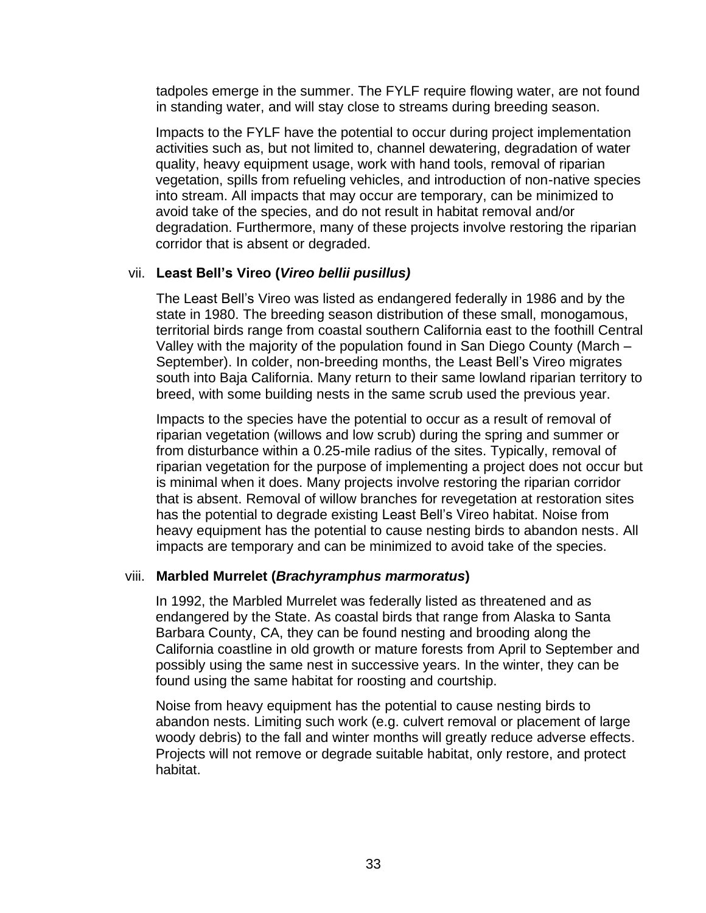tadpoles emerge in the summer. The FYLF require flowing water, are not found in standing water, and will stay close to streams during breeding season.

Impacts to the FYLF have the potential to occur during project implementation activities such as, but not limited to, channel dewatering, degradation of water quality, heavy equipment usage, work with hand tools, removal of riparian vegetation, spills from refueling vehicles, and introduction of non-native species into stream. All impacts that may occur are temporary, can be minimized to avoid take of the species, and do not result in habitat removal and/or degradation. Furthermore, many of these projects involve restoring the riparian corridor that is absent or degraded.

vii. **Least Bell's Vireo (*Vireo bellii pusillus)***

The Least Bell's Vireo was listed as endangered federally in 1986 and by the state in 1980. The breeding season distribution of these small, monogamous, territorial birds range from coastal southern California east to the foothill Central Valley with the majority of the population found in San Diego County (March – September). In colder, non-breeding months, the Least Bell's Vireo migrates south into Baja California. Many return to their same lowland riparian territory to breed, with some building nests in the same scrub used the previous year.

Impacts to the species have the potential to occur as a result of removal of riparian vegetation (willows and low scrub) during the spring and summer or from disturbance within a 0.25-mile radius of the sites. Typically, removal of riparian vegetation for the purpose of implementing a project does not occur but is minimal when it does. Many projects involve restoring the riparian corridor that is absent. Removal of willow branches for revegetation at restoration sites has the potential to degrade existing Least Bell's Vireo habitat. Noise from heavy equipment has the potential to cause nesting birds to abandon nests. All impacts are temporary and can be minimized to avoid take of the species.

viii. **Marbled Murrelet (*Brachyramphus marmoratus*)**

In 1992, the Marbled Murrelet was federally listed as threatened and as endangered by the State. As coastal birds that range from Alaska to Santa Barbara County, CA, they can be found nesting and brooding along the California coastline in old growth or mature forests from April to September and possibly using the same nest in successive years. In the winter, they can be found using the same habitat for roosting and courtship.

Noise from heavy equipment has the potential to cause nesting birds to abandon nests. Limiting such work (e.g. culvert removal or placement of large woody debris) to the fall and winter months will greatly reduce adverse effects. Projects will not remove or degrade suitable habitat, only restore, and protect habitat.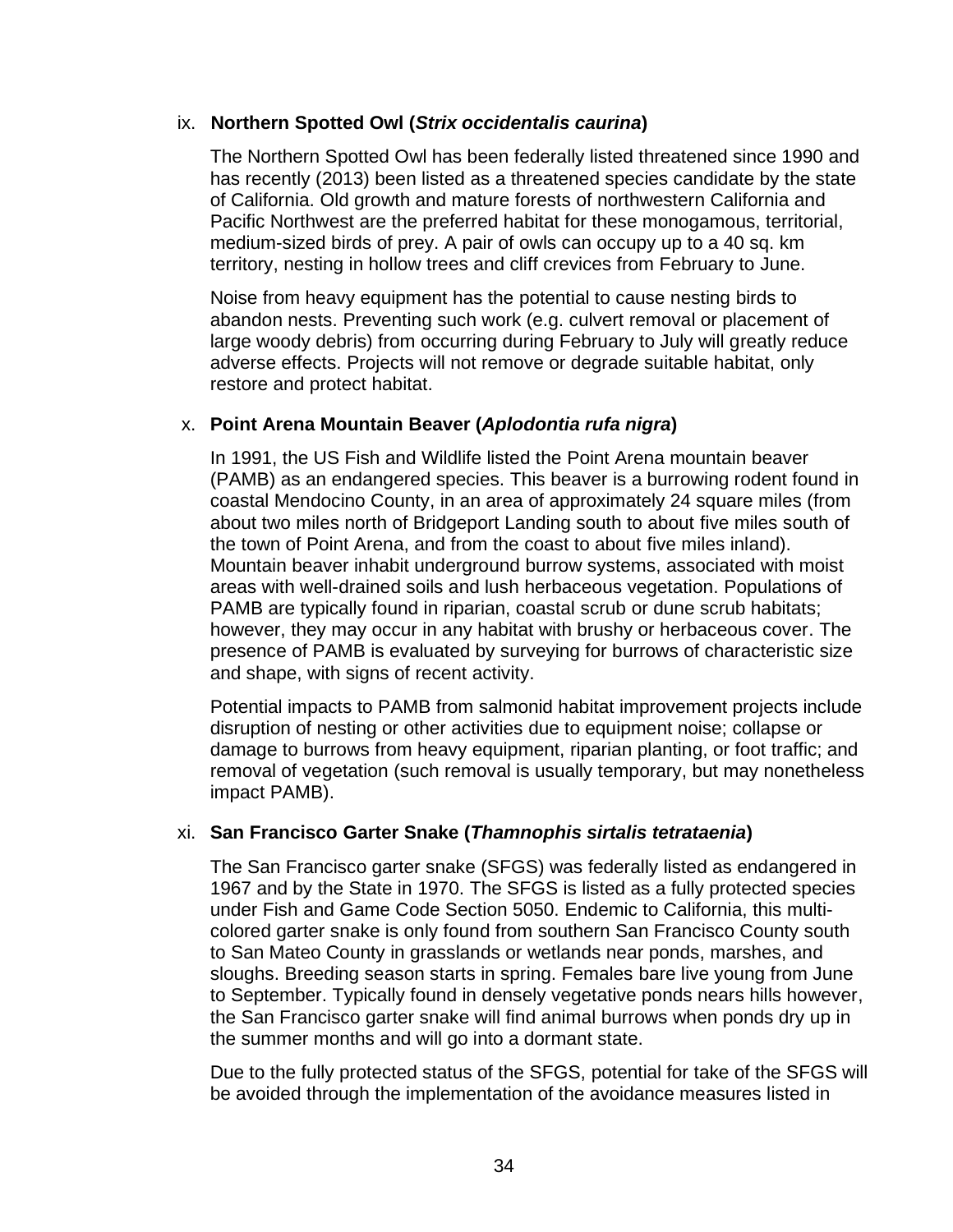ix. **Northern Spotted Owl (*Strix occidentalis caurina*)**

The Northern Spotted Owl has been federally listed threatened since 1990 and has recently (2013) been listed as a threatened species candidate by the state of California. Old growth and mature forests of northwestern California and Pacific Northwest are the preferred habitat for these monogamous, territorial, medium-sized birds of prey. A pair of owls can occupy up to a 40 sq. km territory, nesting in hollow trees and cliff crevices from February to June.

Noise from heavy equipment has the potential to cause nesting birds to abandon nests. Preventing such work (e.g. culvert removal or placement of large woody debris) from occurring during February to July will greatly reduce adverse effects. Projects will not remove or degrade suitable habitat, only restore and protect habitat.

x. **Point Arena Mountain Beaver (*Aplodontia rufa nigra*)**

In 1991, the US Fish and Wildlife listed the Point Arena mountain beaver (PAMB) as an endangered species. This beaver is a burrowing rodent found in coastal Mendocino County, in an area of approximately 24 square miles (from about two miles north of Bridgeport Landing south to about five miles south of the town of Point Arena, and from the coast to about five miles inland). Mountain beaver inhabit underground burrow systems, associated with moist areas with well-drained soils and lush herbaceous vegetation. Populations of PAMB are typically found in riparian, coastal scrub or dune scrub habitats; however, they may occur in any habitat with brushy or herbaceous cover. The presence of PAMB is evaluated by surveying for burrows of characteristic size and shape, with signs of recent activity.

Potential impacts to PAMB from salmonid habitat improvement projects include disruption of nesting or other activities due to equipment noise; collapse or damage to burrows from heavy equipment, riparian planting, or foot traffic; and removal of vegetation (such removal is usually temporary, but may nonetheless impact PAMB).

xi. **San Francisco Garter Snake (*Thamnophis sirtalis tetrataenia*)**

The San Francisco garter snake (SFGS) was federally listed as endangered in 1967 and by the State in 1970. The SFGS is listed as a fully protected species under Fish and Game Code Section 5050. Endemic to California, this multi-colored garter snake is only found from southern San Francisco County south to San Mateo County in grasslands or wetlands near ponds, marshes, and sloughs. Breeding season starts in spring. Females bare live young from June to September. Typically found in densely vegetative ponds nears hills however, the San Francisco garter snake will find animal burrows when ponds dry up in the summer months and will go into a dormant state.

Due to the fully protected status of the SFGS, potential for take of the SFGS will be avoided through the implementation of the avoidance measures listed in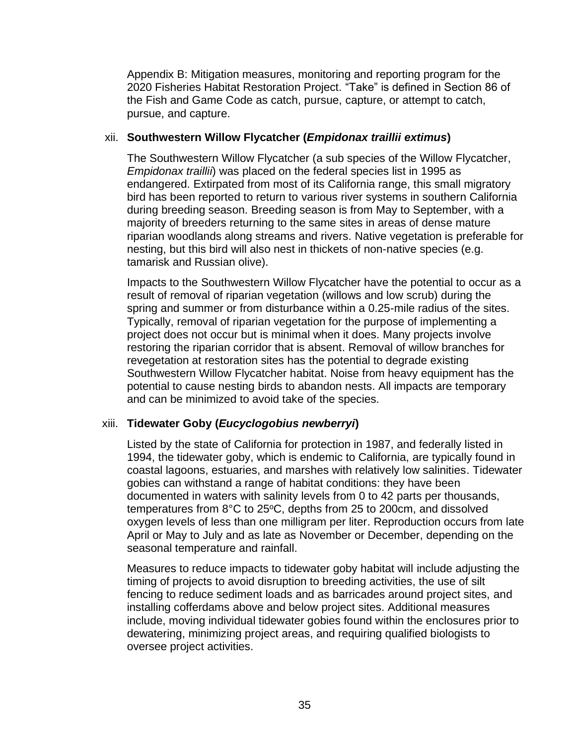Appendix B: Mitigation measures, monitoring and reporting program for the 2020 Fisheries Habitat Restoration Project. “Take” is defined in Section 86 of the Fish and Game Code as catch, pursue, capture, or attempt to catch, pursue, and capture.

xii. **Southwestern Willow Flycatcher (*Empidonax traillii extimus*)**

The Southwestern Willow Flycatcher (a sub species of the Willow Flycatcher, *Empidonax traillii*) was placed on the federal species list in 1995 as endangered. Extirpated from most of its California range, this small migratory bird has been reported to return to various river systems in southern California during breeding season. Breeding season is from May to September, with a majority of breeders returning to the same sites in areas of dense mature riparian woodlands along streams and rivers. Native vegetation is preferable for nesting, but this bird will also nest in thickets of non-native species (e.g. tamarisk and Russian olive).

Impacts to the Southwestern Willow Flycatcher have the potential to occur as a result of removal of riparian vegetation (willows and low scrub) during the spring and summer or from disturbance within a 0.25-mile radius of the sites. Typically, removal of riparian vegetation for the purpose of implementing a project does not occur but is minimal when it does. Many projects involve restoring the riparian corridor that is absent. Removal of willow branches for revegetation at restoration sites has the potential to degrade existing Southwestern Willow Flycatcher habitat. Noise from heavy equipment has the potential to cause nesting birds to abandon nests. All impacts are temporary and can be minimized to avoid take of the species.

xiii. **Tidewater Goby (*Eucyclogobius newberryi*)**

Listed by the state of California for protection in 1987, and federally listed in 1994, the tidewater goby, which is endemic to California, are typically found in coastal lagoons, estuaries, and marshes with relatively low salinities. Tidewater gobies can withstand a range of habitat conditions: they have been documented in waters with salinity levels from 0 to 42 parts per thousands, temperatures from 8°C to 25°C, depths from 25 to 200cm, and dissolved oxygen levels of less than one milligram per liter. Reproduction occurs from late April or May to July and as late as November or December, depending on the seasonal temperature and rainfall.

Measures to reduce impacts to tidewater goby habitat will include adjusting the timing of projects to avoid disruption to breeding activities, the use of silt fencing to reduce sediment loads and as barricades around project sites, and installing cofferdams above and below project sites. Additional measures include, moving individual tidewater gobies found within the enclosures prior to dewatering, minimizing project areas, and requiring qualified biologists to oversee project activities.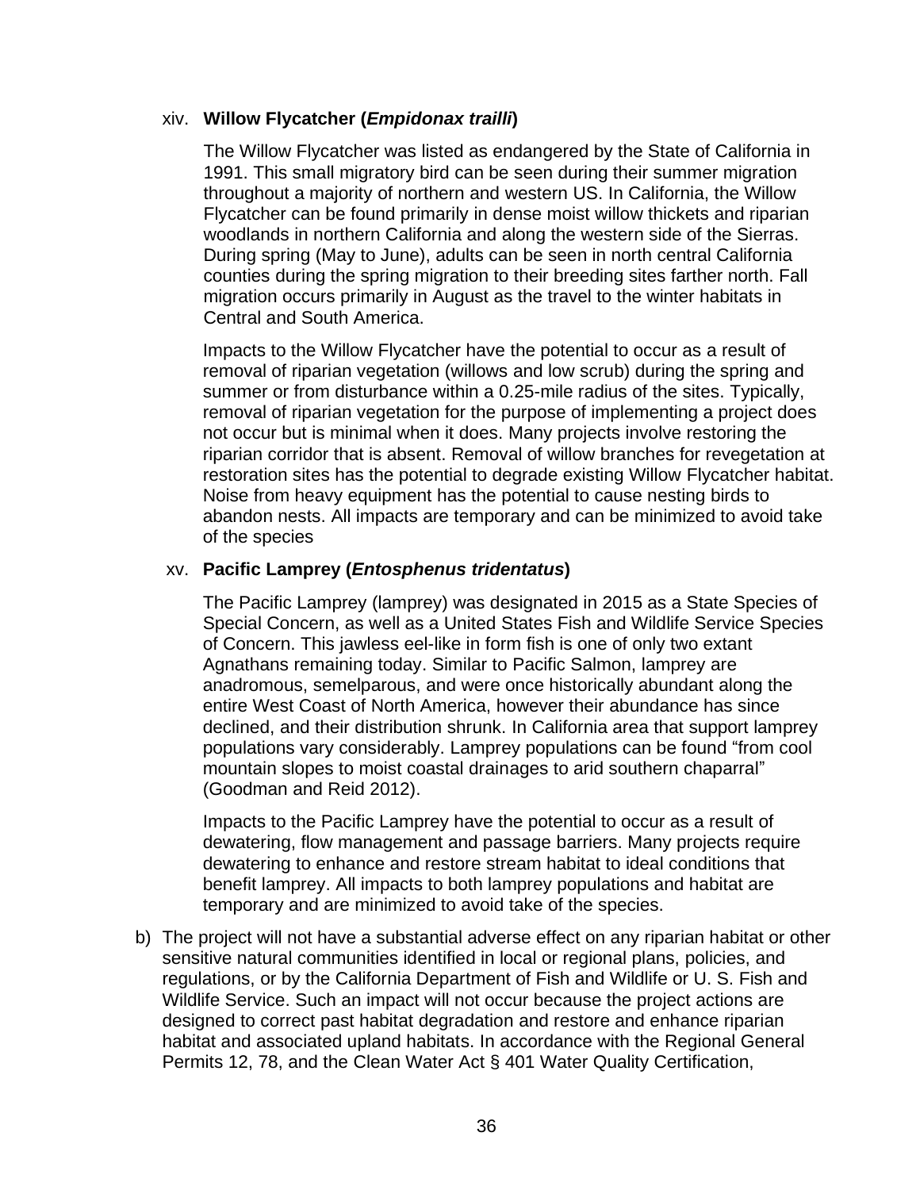xiv. **Willow Flycatcher (*Empidonax trailli*)**

The Willow Flycatcher was listed as endangered by the State of California in 1991. This small migratory bird can be seen during their summer migration throughout a majority of northern and western US. In California, the Willow Flycatcher can be found primarily in dense moist willow thickets and riparian woodlands in northern California and along the western side of the Sierras. During spring (May to June), adults can be seen in north central California counties during the spring migration to their breeding sites farther north. Fall migration occurs primarily in August as the travel to the winter habitats in Central and South America.

Impacts to the Willow Flycatcher have the potential to occur as a result of removal of riparian vegetation (willows and low scrub) during the spring and summer or from disturbance within a 0.25-mile radius of the sites. Typically, removal of riparian vegetation for the purpose of implementing a project does not occur but is minimal when it does. Many projects involve restoring the riparian corridor that is absent. Removal of willow branches for revegetation at restoration sites has the potential to degrade existing Willow Flycatcher habitat. Noise from heavy equipment has the potential to cause nesting birds to abandon nests. All impacts are temporary and can be minimized to avoid take of the species

xv. **Pacific Lamprey (*Entosphenus tridentatus*)**

The Pacific Lamprey (lamprey) was designated in 2015 as a State Species of Special Concern, as well as a United States Fish and Wildlife Service Species of Concern. This jawless eel-like in form fish is one of only two extant Agnathans remaining today. Similar to Pacific Salmon, lamprey are anadromous, semelparous, and were once historically abundant along the entire West Coast of North America, however their abundance has since declined, and their distribution shrunk. In California area that support lamprey populations vary considerably. Lamprey populations can be found "from cool mountain slopes to moist coastal drainages to arid southern chaparral" (Goodman and Reid 2012).

Impacts to the Pacific Lamprey have the potential to occur as a result of dewatering, flow management and passage barriers. Many projects require dewatering to enhance and restore stream habitat to ideal conditions that benefit lamprey. All impacts to both lamprey populations and habitat are temporary and are minimized to avoid take of the species.

b) The project will not have a substantial adverse effect on any riparian habitat or other sensitive natural communities identified in local or regional plans, policies, and regulations, or by the California Department of Fish and Wildlife or U. S. Fish and Wildlife Service. Such an impact will not occur because the project actions are designed to correct past habitat degradation and restore and enhance riparian habitat and associated upland habitats. In accordance with the Regional General Permits 12, 78, and the Clean Water Act § 401 Water Quality Certification,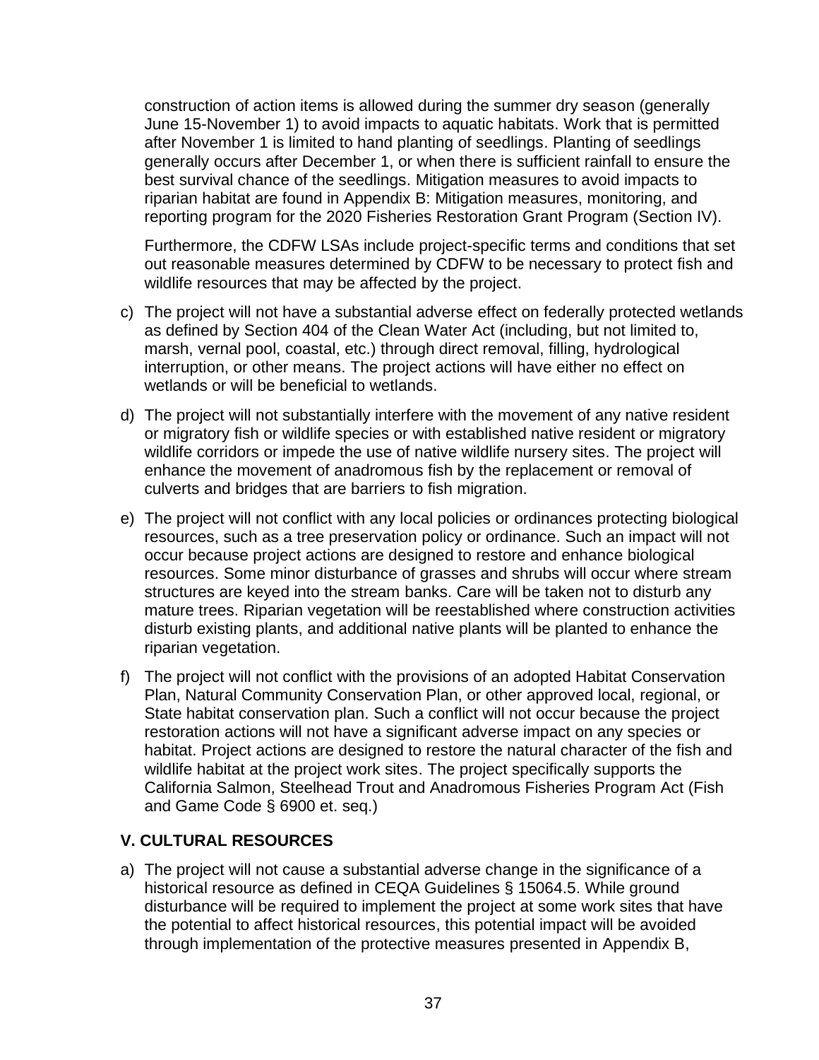construction of action items is allowed during the summer dry season (generally June 15-November 1) to avoid impacts to aquatic habitats. Work that is permitted after November 1 is limited to hand planting of seedlings. Planting of seedlings generally occurs after December 1, or when there is sufficient rainfall to ensure the best survival chance of the seedlings. Mitigation measures to avoid impacts to riparian habitat are found in Appendix B: Mitigation measures, monitoring, and reporting program for the 2020 Fisheries Restoration Grant Program (Section IV).

Furthermore, the CDFW LSAs include project-specific terms and conditions that set out reasonable measures determined by CDFW to be necessary to protect fish and wildlife resources that may be affected by the project.

c) The project will not have a substantial adverse effect on federally protected wetlands as defined by Section 404 of the Clean Water Act (including, but not limited to, marsh, vernal pool, coastal, etc.) through direct removal, filling, hydrological interruption, or other means. The project actions will have either no effect on wetlands or will be beneficial to wetlands.

d) The project will not substantially interfere with the movement of any native resident or migratory fish or wildlife species or with established native resident or migratory wildlife corridors or impede the use of native wildlife nursery sites. The project will enhance the movement of anadromous fish by the replacement or removal of culverts and bridges that are barriers to fish migration.

e) The project will not conflict with any local policies or ordinances protecting biological resources, such as a tree preservation policy or ordinance. Such an impact will not occur because project actions are designed to restore and enhance biological resources. Some minor disturbance of grasses and shrubs will occur where stream structures are keyed into the stream banks. Care will be taken not to disturb any mature trees. Riparian vegetation will be reestablished where construction activities disturb existing plants, and additional native plants will be planted to enhance the riparian vegetation.

f) The project will not conflict with the provisions of an adopted Habitat Conservation Plan, Natural Community Conservation Plan, or other approved local, regional, or State habitat conservation plan. Such a conflict will not occur because the project restoration actions will not have a significant adverse impact on any species or habitat. Project actions are designed to restore the natural character of the fish and wildlife habitat at the project work sites. The project specifically supports the California Salmon, Steelhead Trout and Anadromous Fisheries Program Act (Fish and Game Code § 6900 et. seq.)

### V. CULTURAL RESOURCES

a) The project will not cause a substantial adverse change in the significance of a historical resource as defined in CEQA Guidelines § 15064.5. While ground disturbance will be required to implement the project at some work sites that have the potential to affect historical resources, this potential impact will be avoided through implementation of the protective measures presented in Appendix B,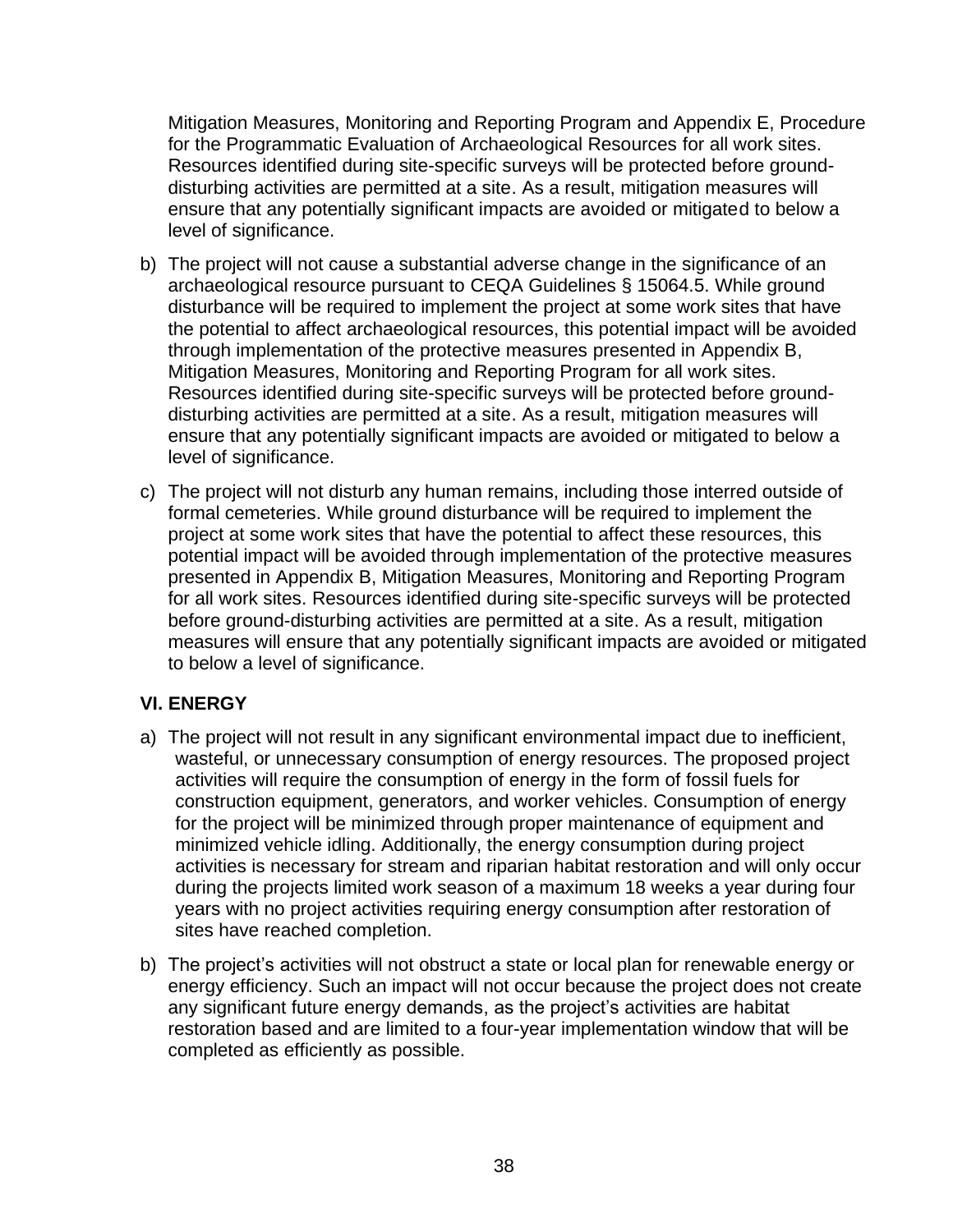Mitigation Measures, Monitoring and Reporting Program and Appendix E, Procedure for the Programmatic Evaluation of Archaeological Resources for all work sites. Resources identified during site-specific surveys will be protected before ground-disturbing activities are permitted at a site. As a result, mitigation measures will ensure that any potentially significant impacts are avoided or mitigated to below a level of significance.

b) The project will not cause a substantial adverse change in the significance of an archaeological resource pursuant to CEQA Guidelines § 15064.5. While ground disturbance will be required to implement the project at some work sites that have the potential to affect archaeological resources, this potential impact will be avoided through implementation of the protective measures presented in Appendix B, Mitigation Measures, Monitoring and Reporting Program for all work sites. Resources identified during site-specific surveys will be protected before ground-disturbing activities are permitted at a site. As a result, mitigation measures will ensure that any potentially significant impacts are avoided or mitigated to below a level of significance.

c) The project will not disturb any human remains, including those interred outside of formal cemeteries. While ground disturbance will be required to implement the project at some work sites that have the potential to affect these resources, this potential impact will be avoided through implementation of the protective measures presented in Appendix B, Mitigation Measures, Monitoring and Reporting Program for all work sites. Resources identified during site-specific surveys will be protected before ground-disturbing activities are permitted at a site. As a result, mitigation measures will ensure that any potentially significant impacts are avoided or mitigated to below a level of significance.

### VI. ENERGY

a) The project will not result in any significant environmental impact due to inefficient, wasteful, or unnecessary consumption of energy resources. The proposed project activities will require the consumption of energy in the form of fossil fuels for construction equipment, generators, and worker vehicles. Consumption of energy for the project will be minimized through proper maintenance of equipment and minimized vehicle idling. Additionally, the energy consumption during project activities is necessary for stream and riparian habitat restoration and will only occur during the projects limited work season of a maximum 18 weeks a year during four years with no project activities requiring energy consumption after restoration of sites have reached completion.

b) The project's activities will not obstruct a state or local plan for renewable energy or energy efficiency. Such an impact will not occur because the project does not create any significant future energy demands, as the project's activities are habitat restoration based and are limited to a four-year implementation window that will be completed as efficiently as possible.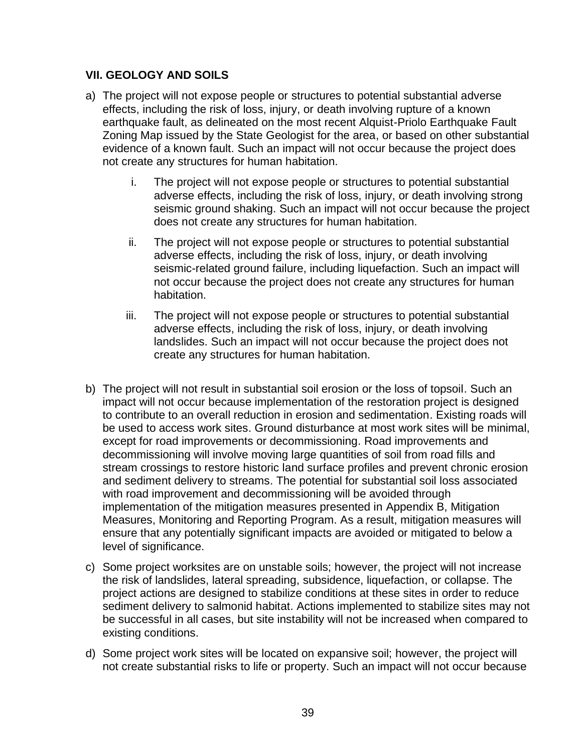### VII. GEOLOGY AND SOILS

a) The project will not expose people or structures to potential substantial adverse effects, including the risk of loss, injury, or death involving rupture of a known earthquake fault, as delineated on the most recent Alquist-Priolo Earthquake Fault Zoning Map issued by the State Geologist for the area, or based on other substantial evidence of a known fault. Such an impact will not occur because the project does not create any structures for human habitation.

   i. The project will not expose people or structures to potential substantial adverse effects, including the risk of loss, injury, or death involving strong seismic ground shaking. Such an impact will not occur because the project does not create any structures for human habitation.

   ii. The project will not expose people or structures to potential substantial adverse effects, including the risk of loss, injury, or death involving seismic-related ground failure, including liquefaction. Such an impact will not occur because the project does not create any structures for human habitation.

   iii. The project will not expose people or structures to potential substantial adverse effects, including the risk of loss, injury, or death involving landslides. Such an impact will not occur because the project does not create any structures for human habitation.

b) The project will not result in substantial soil erosion or the loss of topsoil. Such an impact will not occur because implementation of the restoration project is designed to contribute to an overall reduction in erosion and sedimentation. Existing roads will be used to access work sites. Ground disturbance at most work sites will be minimal, except for road improvements or decommissioning. Road improvements and decommissioning will involve moving large quantities of soil from road fills and stream crossings to restore historic land surface profiles and prevent chronic erosion and sediment delivery to streams. The potential for substantial soil loss associated with road improvement and decommissioning will be avoided through implementation of the mitigation measures presented in Appendix B, Mitigation Measures, Monitoring and Reporting Program. As a result, mitigation measures will ensure that any potentially significant impacts are avoided or mitigated to below a level of significance.

c) Some project worksites are on unstable soils; however, the project will not increase the risk of landslides, lateral spreading, subsidence, liquefaction, or collapse. The project actions are designed to stabilize conditions at these sites in order to reduce sediment delivery to salmonid habitat. Actions implemented to stabilize sites may not be successful in all cases, but site instability will not be increased when compared to existing conditions.

d) Some project work sites will be located on expansive soil; however, the project will not create substantial risks to life or property. Such an impact will not occur because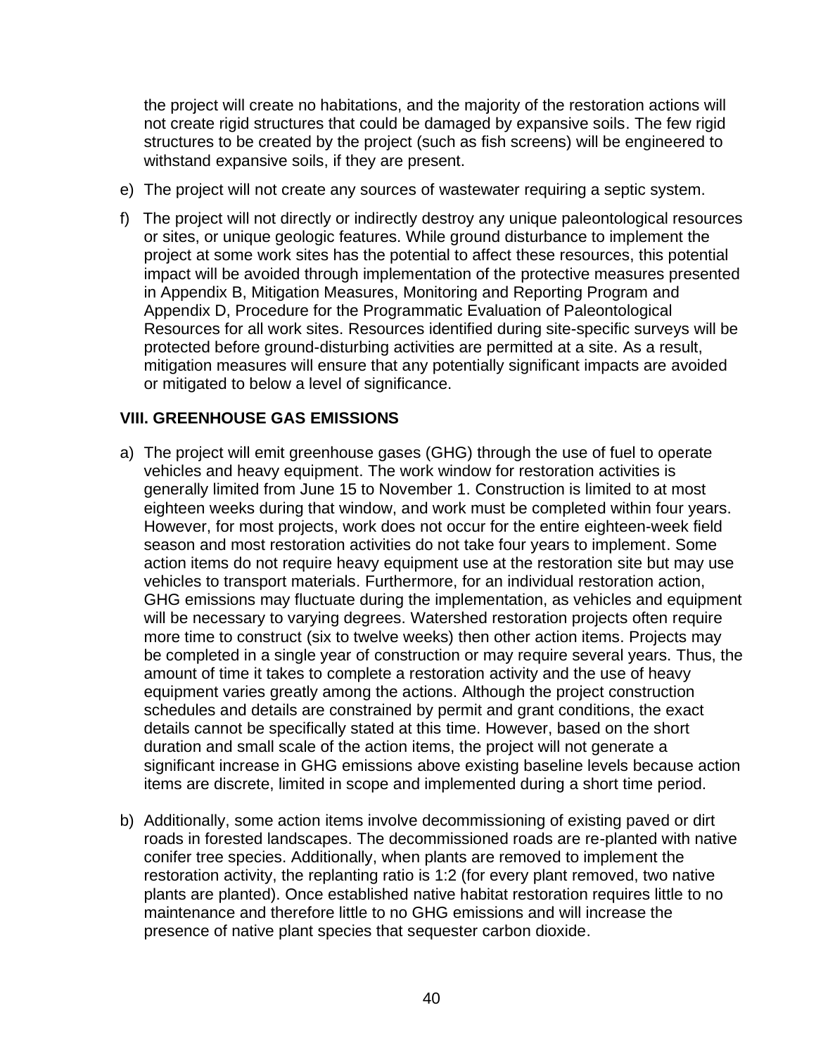the project will create no habitations, and the majority of the restoration actions will not create rigid structures that could be damaged by expansive soils. The few rigid structures to be created by the project (such as fish screens) will be engineered to withstand expansive soils, if they are present.

e) The project will not create any sources of wastewater requiring a septic system.

f) The project will not directly or indirectly destroy any unique paleontological resources or sites, or unique geologic features. While ground disturbance to implement the project at some work sites has the potential to affect these resources, this potential impact will be avoided through implementation of the protective measures presented in Appendix B, Mitigation Measures, Monitoring and Reporting Program and Appendix D, Procedure for the Programmatic Evaluation of Paleontological Resources for all work sites. Resources identified during site-specific surveys will be protected before ground-disturbing activities are permitted at a site. As a result, mitigation measures will ensure that any potentially significant impacts are avoided or mitigated to below a level of significance.

### VIII. GREENHOUSE GAS EMISSIONS

a) The project will emit greenhouse gases (GHG) through the use of fuel to operate vehicles and heavy equipment. The work window for restoration activities is generally limited from June 15 to November 1. Construction is limited to at most eighteen weeks during that window, and work must be completed within four years. However, for most projects, work does not occur for the entire eighteen-week field season and most restoration activities do not take four years to implement. Some action items do not require heavy equipment use at the restoration site but may use vehicles to transport materials. Furthermore, for an individual restoration action, GHG emissions may fluctuate during the implementation, as vehicles and equipment will be necessary to varying degrees. Watershed restoration projects often require more time to construct (six to twelve weeks) then other action items. Projects may be completed in a single year of construction or may require several years. Thus, the amount of time it takes to complete a restoration activity and the use of heavy equipment varies greatly among the actions. Although the project construction schedules and details are constrained by permit and grant conditions, the exact details cannot be specifically stated at this time. However, based on the short duration and small scale of the action items, the project will not generate a significant increase in GHG emissions above existing baseline levels because action items are discrete, limited in scope and implemented during a short time period.

b) Additionally, some action items involve decommissioning of existing paved or dirt roads in forested landscapes. The decommissioned roads are re-planted with native conifer tree species. Additionally, when plants are removed to implement the restoration activity, the replanting ratio is 1:2 (for every plant removed, two native plants are planted). Once established native habitat restoration requires little to no maintenance and therefore little to no GHG emissions and will increase the presence of native plant species that sequester carbon dioxide.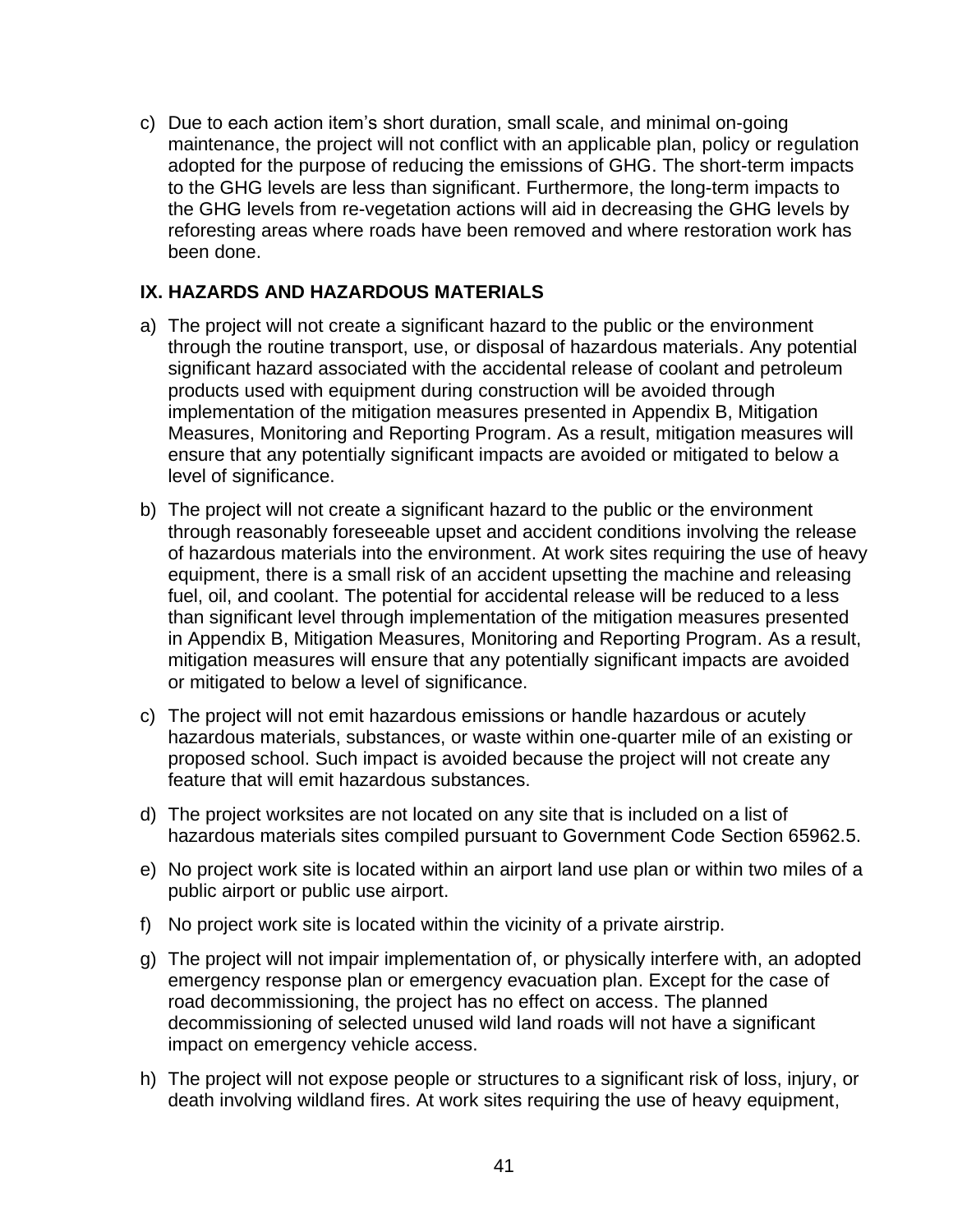c) Due to each action item's short duration, small scale, and minimal on-going maintenance, the project will not conflict with an applicable plan, policy or regulation adopted for the purpose of reducing the emissions of GHG. The short-term impacts to the GHG levels are less than significant. Furthermore, the long-term impacts to the GHG levels from re-vegetation actions will aid in decreasing the GHG levels by reforesting areas where roads have been removed and where restoration work has been done.

## IX. HAZARDS AND HAZARDOUS MATERIALS

a) The project will not create a significant hazard to the public or the environment through the routine transport, use, or disposal of hazardous materials. Any potential significant hazard associated with the accidental release of coolant and petroleum products used with equipment during construction will be avoided through implementation of the mitigation measures presented in Appendix B, Mitigation Measures, Monitoring and Reporting Program. As a result, mitigation measures will ensure that any potentially significant impacts are avoided or mitigated to below a level of significance.

b) The project will not create a significant hazard to the public or the environment through reasonably foreseeable upset and accident conditions involving the release of hazardous materials into the environment. At work sites requiring the use of heavy equipment, there is a small risk of an accident upsetting the machine and releasing fuel, oil, and coolant. The potential for accidental release will be reduced to a less than significant level through implementation of the mitigation measures presented in Appendix B, Mitigation Measures, Monitoring and Reporting Program. As a result, mitigation measures will ensure that any potentially significant impacts are avoided or mitigated to below a level of significance.

c) The project will not emit hazardous emissions or handle hazardous or acutely hazardous materials, substances, or waste within one-quarter mile of an existing or proposed school. Such impact is avoided because the project will not create any feature that will emit hazardous substances.

d) The project worksites are not located on any site that is included on a list of hazardous materials sites compiled pursuant to Government Code Section 65962.5.

e) No project work site is located within an airport land use plan or within two miles of a public airport or public use airport.

f) No project work site is located within the vicinity of a private airstrip.

g) The project will not impair implementation of, or physically interfere with, an adopted emergency response plan or emergency evacuation plan. Except for the case of road decommissioning, the project has no effect on access. The planned decommissioning of selected unused wild land roads will not have a significant impact on emergency vehicle access.

h) The project will not expose people or structures to a significant risk of loss, injury, or death involving wildland fires. At work sites requiring the use of heavy equipment,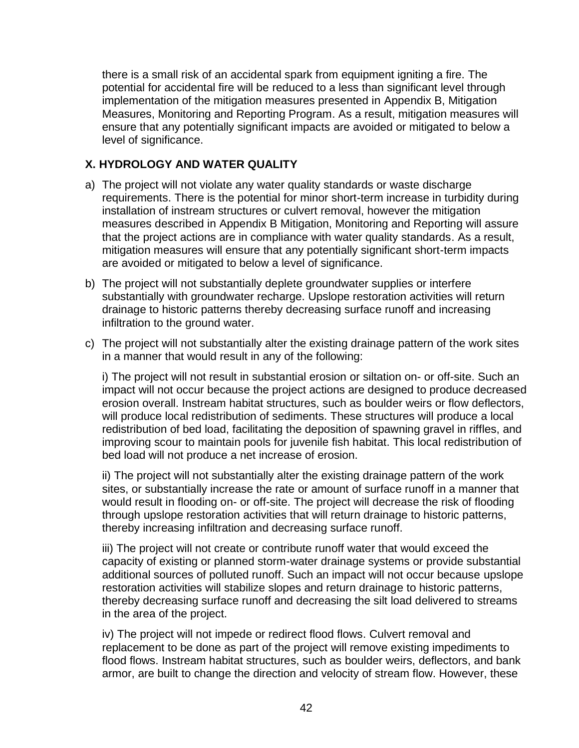there is a small risk of an accidental spark from equipment igniting a fire. The potential for accidental fire will be reduced to a less than significant level through implementation of the mitigation measures presented in Appendix B, Mitigation Measures, Monitoring and Reporting Program. As a result, mitigation measures will ensure that any potentially significant impacts are avoided or mitigated to below a level of significance.

### X. HYDROLOGY AND WATER QUALITY

a) The project will not violate any water quality standards or waste discharge requirements. There is the potential for minor short-term increase in turbidity during installation of instream structures or culvert removal, however the mitigation measures described in Appendix B Mitigation, Monitoring and Reporting will assure that the project actions are in compliance with water quality standards. As a result, mitigation measures will ensure that any potentially significant short-term impacts are avoided or mitigated to below a level of significance.

b) The project will not substantially deplete groundwater supplies or interfere substantially with groundwater recharge. Upslope restoration activities will return drainage to historic patterns thereby decreasing surface runoff and increasing infiltration to the ground water.

c) The project will not substantially alter the existing drainage pattern of the work sites in a manner that would result in any of the following:

   i) The project will not result in substantial erosion or siltation on- or off-site. Such an impact will not occur because the project actions are designed to produce decreased erosion overall. Instream habitat structures, such as boulder weirs or flow deflectors, will produce local redistribution of sediments. These structures will produce a local redistribution of bed load, facilitating the deposition of spawning gravel in riffles, and improving scour to maintain pools for juvenile fish habitat. This local redistribution of bed load will not produce a net increase of erosion.

   ii) The project will not substantially alter the existing drainage pattern of the work sites, or substantially increase the rate or amount of surface runoff in a manner that would result in flooding on- or off-site. The project will decrease the risk of flooding through upslope restoration activities that will return drainage to historic patterns, thereby increasing infiltration and decreasing surface runoff.

   iii) The project will not create or contribute runoff water that would exceed the capacity of existing or planned storm-water drainage systems or provide substantial additional sources of polluted runoff. Such an impact will not occur because upslope restoration activities will stabilize slopes and return drainage to historic patterns, thereby decreasing surface runoff and decreasing the silt load delivered to streams in the area of the project.

   iv) The project will not impede or redirect flood flows. Culvert removal and replacement to be done as part of the project will remove existing impediments to flood flows. Instream habitat structures, such as boulder weirs, deflectors, and bank armor, are built to change the direction and velocity of stream flow. However, these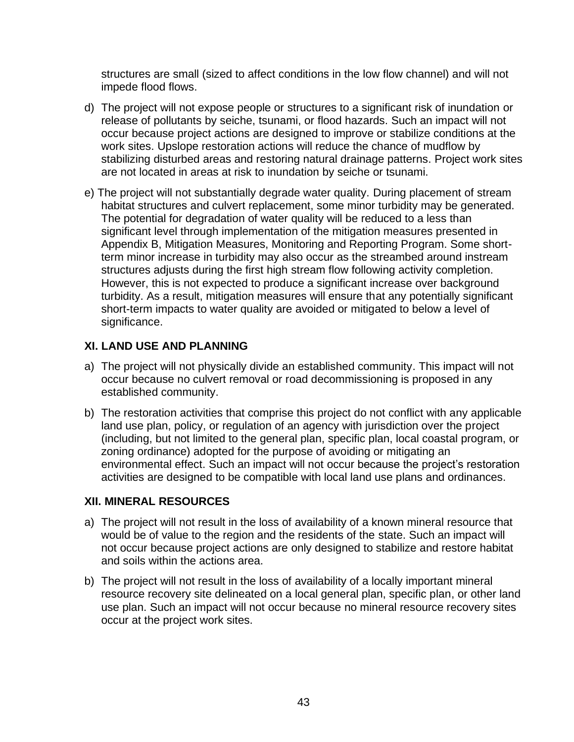structures are small (sized to affect conditions in the low flow channel) and will not impede flood flows.

d) The project will not expose people or structures to a significant risk of inundation or release of pollutants by seiche, tsunami, or flood hazards. Such an impact will not occur because project actions are designed to improve or stabilize conditions at the work sites. Upslope restoration actions will reduce the chance of mudflow by stabilizing disturbed areas and restoring natural drainage patterns. Project work sites are not located in areas at risk to inundation by seiche or tsunami.

e) The project will not substantially degrade water quality. During placement of stream habitat structures and culvert replacement, some minor turbidity may be generated. The potential for degradation of water quality will be reduced to a less than significant level through implementation of the mitigation measures presented in Appendix B, Mitigation Measures, Monitoring and Reporting Program. Some short-term minor increase in turbidity may also occur as the streambed around instream structures adjusts during the first high stream flow following activity completion. However, this is not expected to produce a significant increase over background turbidity. As a result, mitigation measures will ensure that any potentially significant short-term impacts to water quality are avoided or mitigated to below a level of significance.

## XI. LAND USE AND PLANNING

a) The project will not physically divide an established community. This impact will not occur because no culvert removal or road decommissioning is proposed in any established community.

b) The restoration activities that comprise this project do not conflict with any applicable land use plan, policy, or regulation of an agency with jurisdiction over the project (including, but not limited to the general plan, specific plan, local coastal program, or zoning ordinance) adopted for the purpose of avoiding or mitigating an environmental effect. Such an impact will not occur because the project's restoration activities are designed to be compatible with local land use plans and ordinances.

## XII. MINERAL RESOURCES

a) The project will not result in the loss of availability of a known mineral resource that would be of value to the region and the residents of the state. Such an impact will not occur because project actions are only designed to stabilize and restore habitat and soils within the actions area.

b) The project will not result in the loss of availability of a locally important mineral resource recovery site delineated on a local general plan, specific plan, or other land use plan. Such an impact will not occur because no mineral resource recovery sites occur at the project work sites.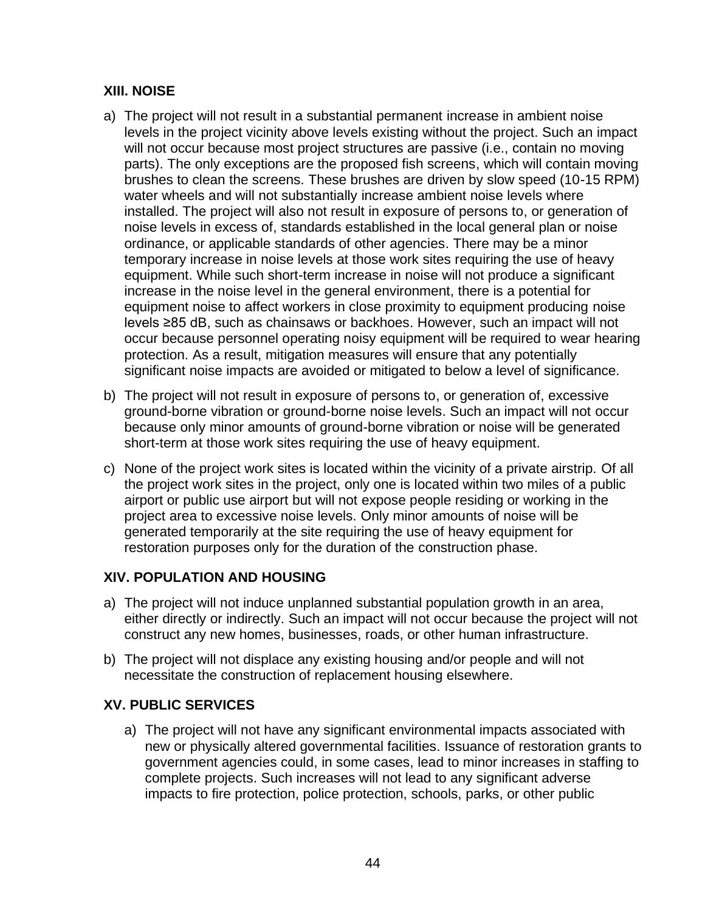### XIII. NOISE

a) The project will not result in a substantial permanent increase in ambient noise levels in the project vicinity above levels existing without the project. Such an impact will not occur because most project structures are passive (i.e., contain no moving parts). The only exceptions are the proposed fish screens, which will contain moving brushes to clean the screens. These brushes are driven by slow speed (10-15 RPM) water wheels and will not substantially increase ambient noise levels where installed. The project will also not result in exposure of persons to, or generation of noise levels in excess of, standards established in the local general plan or noise ordinance, or applicable standards of other agencies. There may be a minor temporary increase in noise levels at those work sites requiring the use of heavy equipment. While such short-term increase in noise will not produce a significant increase in the noise level in the general environment, there is a potential for equipment noise to affect workers in close proximity to equipment producing noise levels ≥85 dB, such as chainsaws or backhoes. However, such an impact will not occur because personnel operating noisy equipment will be required to wear hearing protection. As a result, mitigation measures will ensure that any potentially significant noise impacts are avoided or mitigated to below a level of significance.

b) The project will not result in exposure of persons to, or generation of, excessive ground-borne vibration or ground-borne noise levels. Such an impact will not occur because only minor amounts of ground-borne vibration or noise will be generated short-term at those work sites requiring the use of heavy equipment.

c) None of the project work sites is located within the vicinity of a private airstrip. Of all the project work sites in the project, only one is located within two miles of a public airport or public use airport but will not expose people residing or working in the project area to excessive noise levels. Only minor amounts of noise will be generated temporarily at the site requiring the use of heavy equipment for restoration purposes only for the duration of the construction phase.

### XIV. POPULATION AND HOUSING

a) The project will not induce unplanned substantial population growth in an area, either directly or indirectly. Such an impact will not occur because the project will not construct any new homes, businesses, roads, or other human infrastructure.

b) The project will not displace any existing housing and/or people and will not necessitate the construction of replacement housing elsewhere.

### XV. PUBLIC SERVICES

a) The project will not have any significant environmental impacts associated with new or physically altered governmental facilities. Issuance of restoration grants to government agencies could, in some cases, lead to minor increases in staffing to complete projects. Such increases will not lead to any significant adverse impacts to fire protection, police protection, schools, parks, or other public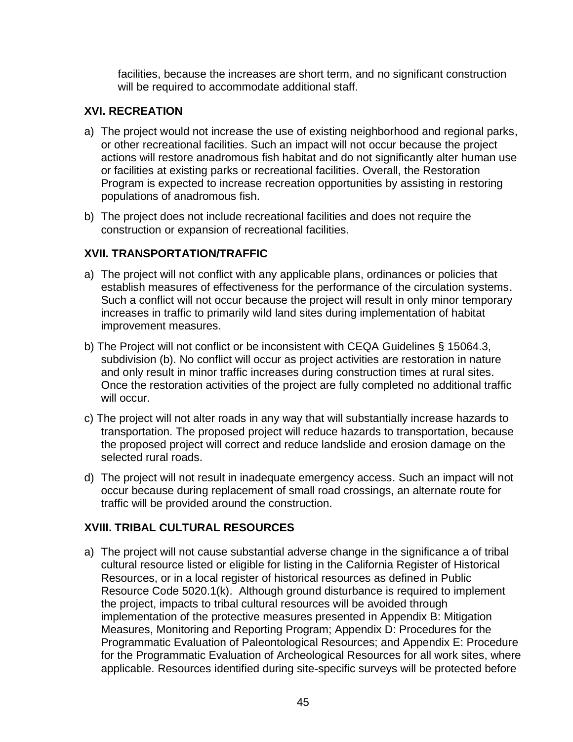facilities, because the increases are short term, and no significant construction will be required to accommodate additional staff.

## XVI. RECREATION

a) The project would not increase the use of existing neighborhood and regional parks, or other recreational facilities. Such an impact will not occur because the project actions will restore anadromous fish habitat and do not significantly alter human use or facilities at existing parks or recreational facilities. Overall, the Restoration Program is expected to increase recreation opportunities by assisting in restoring populations of anadromous fish.

b) The project does not include recreational facilities and does not require the construction or expansion of recreational facilities.

## XVII. TRANSPORTATION/TRAFFIC

a) The project will not conflict with any applicable plans, ordinances or policies that establish measures of effectiveness for the performance of the circulation systems. Such a conflict will not occur because the project will result in only minor temporary increases in traffic to primarily wild land sites during implementation of habitat improvement measures.

b) The Project will not conflict or be inconsistent with CEQA Guidelines § 15064.3, subdivision (b). No conflict will occur as project activities are restoration in nature and only result in minor traffic increases during construction times at rural sites. Once the restoration activities of the project are fully completed no additional traffic will occur.

c) The project will not alter roads in any way that will substantially increase hazards to transportation. The proposed project will reduce hazards to transportation, because the proposed project will correct and reduce landslide and erosion damage on the selected rural roads.

d) The project will not result in inadequate emergency access. Such an impact will not occur because during replacement of small road crossings, an alternate route for traffic will be provided around the construction.

## XVIII. TRIBAL CULTURAL RESOURCES

a) The project will not cause substantial adverse change in the significance a of tribal cultural resource listed or eligible for listing in the California Register of Historical Resources, or in a local register of historical resources as defined in Public Resource Code 5020.1(k). Although ground disturbance is required to implement the project, impacts to tribal cultural resources will be avoided through implementation of the protective measures presented in Appendix B: Mitigation Measures, Monitoring and Reporting Program; Appendix D: Procedures for the Programmatic Evaluation of Paleontological Resources; and Appendix E: Procedure for the Programmatic Evaluation of Archeological Resources for all work sites, where applicable. Resources identified during site-specific surveys will be protected before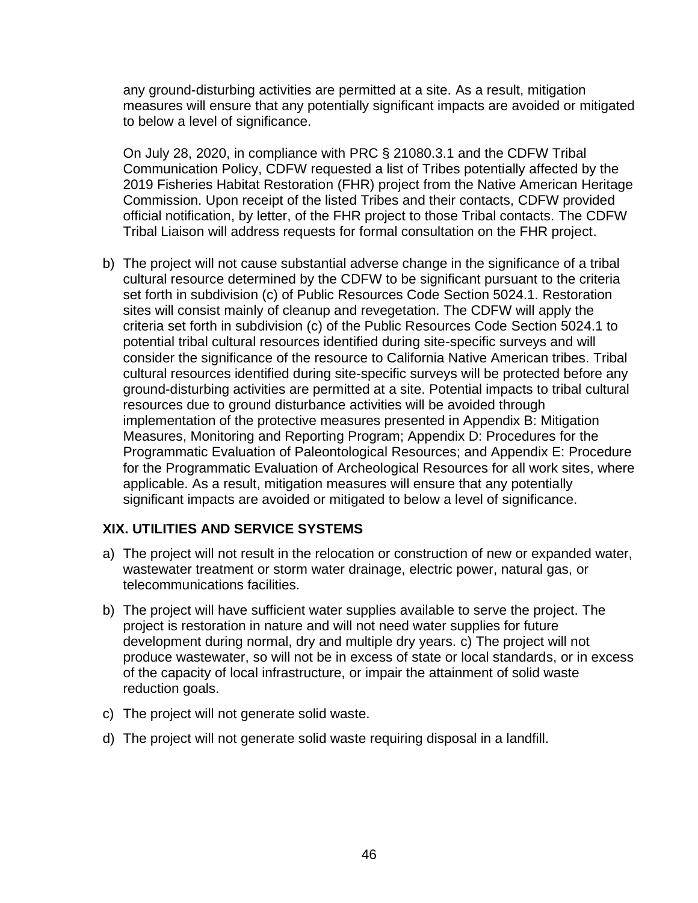any ground-disturbing activities are permitted at a site. As a result, mitigation measures will ensure that any potentially significant impacts are avoided or mitigated to below a level of significance.

On July 28, 2020, in compliance with PRC § 21080.3.1 and the CDFW Tribal Communication Policy, CDFW requested a list of Tribes potentially affected by the 2019 Fisheries Habitat Restoration (FHR) project from the Native American Heritage Commission. Upon receipt of the listed Tribes and their contacts, CDFW provided official notification, by letter, of the FHR project to those Tribal contacts. The CDFW Tribal Liaison will address requests for formal consultation on the FHR project.

b) The project will not cause substantial adverse change in the significance of a tribal cultural resource determined by the CDFW to be significant pursuant to the criteria set forth in subdivision (c) of Public Resources Code Section 5024.1. Restoration sites will consist mainly of cleanup and revegetation. The CDFW will apply the criteria set forth in subdivision (c) of the Public Resources Code Section 5024.1 to potential tribal cultural resources identified during site-specific surveys and will consider the significance of the resource to California Native American tribes. Tribal cultural resources identified during site-specific surveys will be protected before any ground-disturbing activities are permitted at a site. Potential impacts to tribal cultural resources due to ground disturbance activities will be avoided through implementation of the protective measures presented in Appendix B: Mitigation Measures, Monitoring and Reporting Program; Appendix D: Procedures for the Programmatic Evaluation of Paleontological Resources; and Appendix E: Procedure for the Programmatic Evaluation of Archeological Resources for all work sites, where applicable. As a result, mitigation measures will ensure that any potentially significant impacts are avoided or mitigated to below a level of significance.

### XIX. UTILITIES AND SERVICE SYSTEMS

a) The project will not result in the relocation or construction of new or expanded water, wastewater treatment or storm water drainage, electric power, natural gas, or telecommunications facilities.

b) The project will have sufficient water supplies available to serve the project. The project is restoration in nature and will not need water supplies for future development during normal, dry and multiple dry years. c) The project will not produce wastewater, so will not be in excess of state or local standards, or in excess of the capacity of local infrastructure, or impair the attainment of solid waste reduction goals.

c) The project will not generate solid waste.

d) The project will not generate solid waste requiring disposal in a landfill.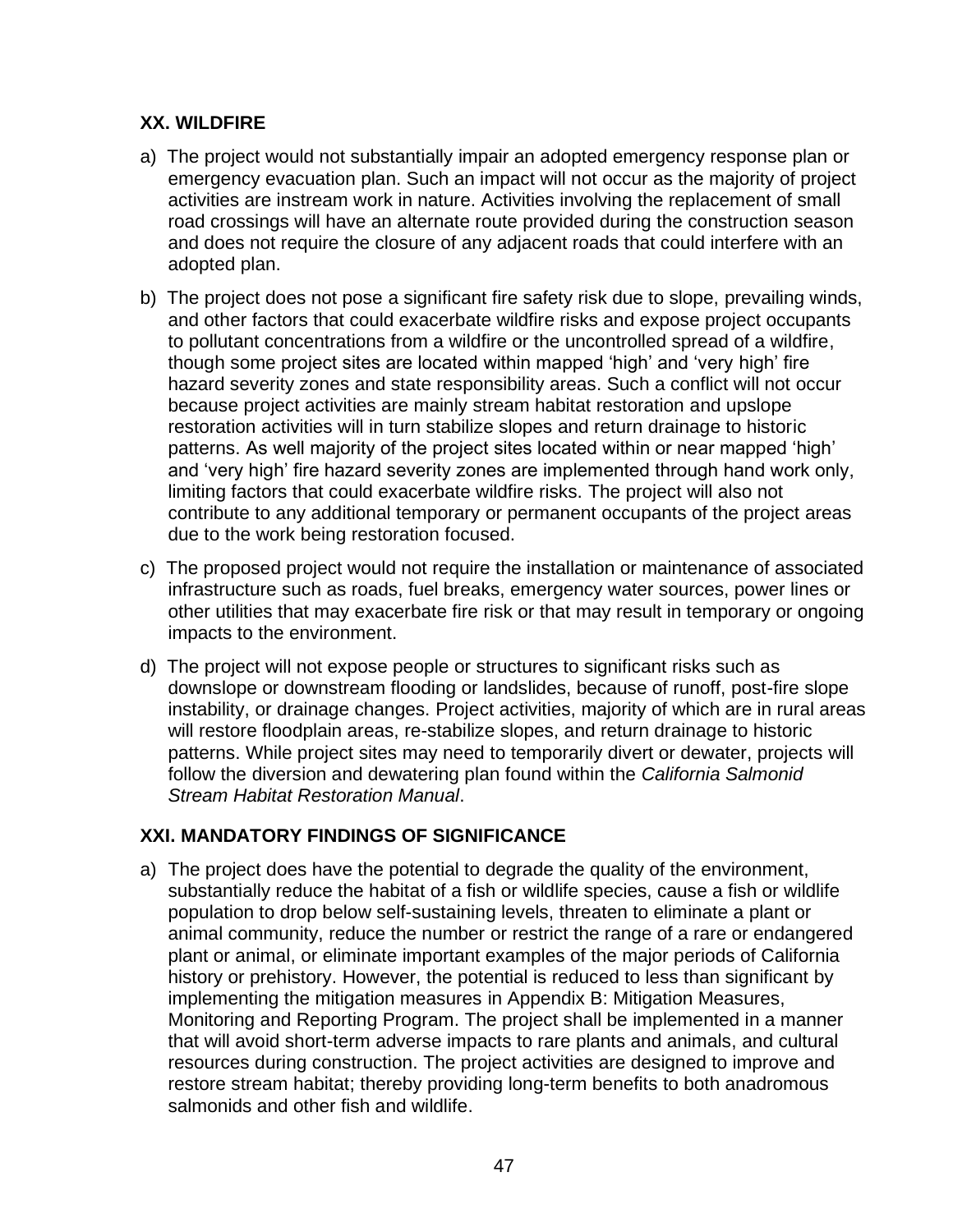## XX. WILDFIRE

a) The project would not substantially impair an adopted emergency response plan or emergency evacuation plan. Such an impact will not occur as the majority of project activities are instream work in nature. Activities involving the replacement of small road crossings will have an alternate route provided during the construction season and does not require the closure of any adjacent roads that could interfere with an adopted plan.

b) The project does not pose a significant fire safety risk due to slope, prevailing winds, and other factors that could exacerbate wildfire risks and expose project occupants to pollutant concentrations from a wildfire or the uncontrolled spread of a wildfire, though some project sites are located within mapped 'high' and 'very high' fire hazard severity zones and state responsibility areas. Such a conflict will not occur because project activities are mainly stream habitat restoration and upslope restoration activities will in turn stabilize slopes and return drainage to historic patterns. As well majority of the project sites located within or near mapped 'high' and 'very high' fire hazard severity zones are implemented through hand work only, limiting factors that could exacerbate wildfire risks. The project will also not contribute to any additional temporary or permanent occupants of the project areas due to the work being restoration focused.

c) The proposed project would not require the installation or maintenance of associated infrastructure such as roads, fuel breaks, emergency water sources, power lines or other utilities that may exacerbate fire risk or that may result in temporary or ongoing impacts to the environment.

d) The project will not expose people or structures to significant risks such as downslope or downstream flooding or landslides, because of runoff, post-fire slope instability, or drainage changes. Project activities, majority of which are in rural areas will restore floodplain areas, re-stabilize slopes, and return drainage to historic patterns. While project sites may need to temporarily divert or dewater, projects will follow the diversion and dewatering plan found within the *California Salmonid Stream Habitat Restoration Manual*.

## XXI. MANDATORY FINDINGS OF SIGNIFICANCE

a) The project does have the potential to degrade the quality of the environment, substantially reduce the habitat of a fish or wildlife species, cause a fish or wildlife population to drop below self-sustaining levels, threaten to eliminate a plant or animal community, reduce the number or restrict the range of a rare or endangered plant or animal, or eliminate important examples of the major periods of California history or prehistory. However, the potential is reduced to less than significant by implementing the mitigation measures in Appendix B: Mitigation Measures, Monitoring and Reporting Program. The project shall be implemented in a manner that will avoid short-term adverse impacts to rare plants and animals, and cultural resources during construction. The project activities are designed to improve and restore stream habitat; thereby providing long-term benefits to both anadromous salmonids and other fish and wildlife.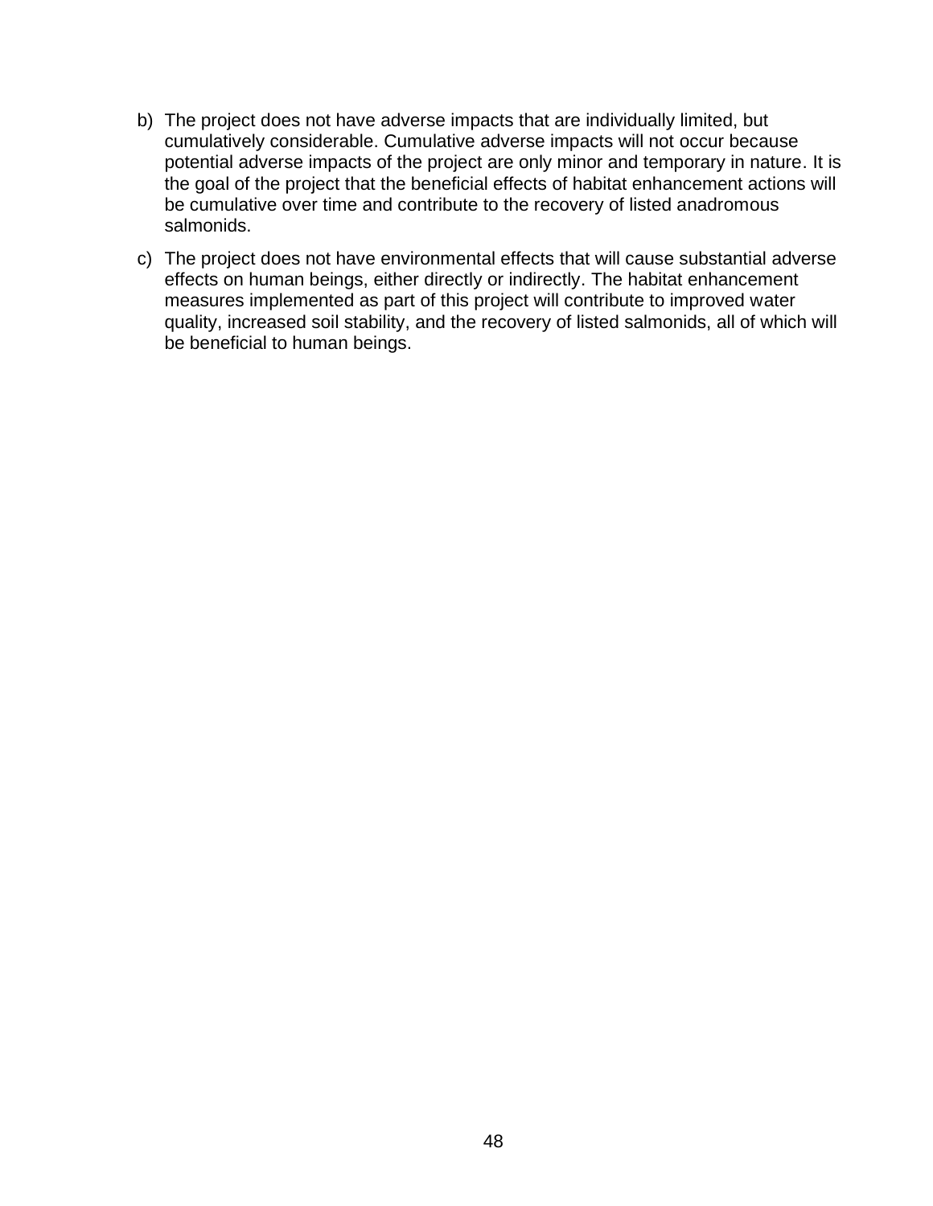b) The project does not have adverse impacts that are individually limited, but cumulatively considerable. Cumulative adverse impacts will not occur because potential adverse impacts of the project are only minor and temporary in nature. It is the goal of the project that the beneficial effects of habitat enhancement actions will be cumulative over time and contribute to the recovery of listed anadromous salmonids.

c) The project does not have environmental effects that will cause substantial adverse effects on human beings, either directly or indirectly. The habitat enhancement measures implemented as part of this project will contribute to improved water quality, increased soil stability, and the recovery of listed salmonids, all of which will be beneficial to human beings.